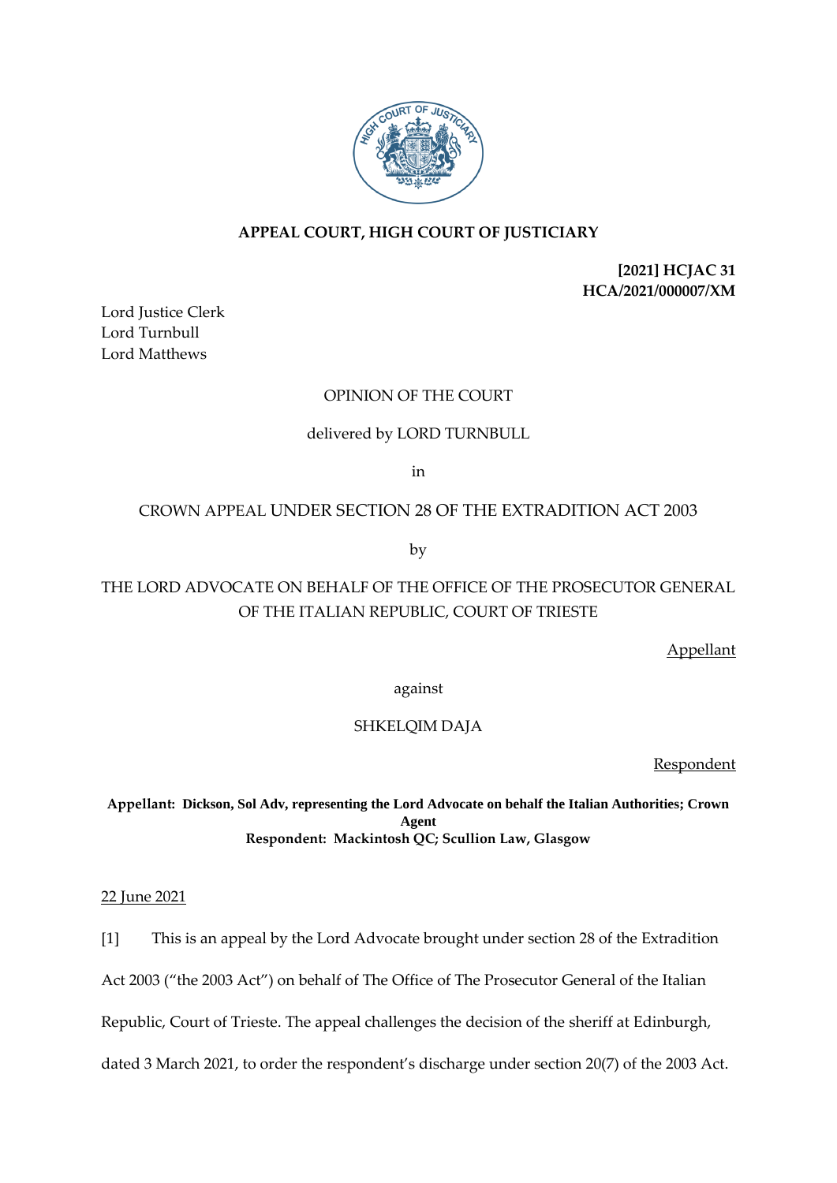# APPEAL COURT, HIGH COURT OF JUSTICIARY

**[2021] HCJAC 31**
**HCA/2021/000007/XM**

Lord Justice Clerk
Lord Turnbull
Lord Matthews

OPINION OF THE COURT

delivered by LORD TURNBULL

in

CROWN APPEAL UNDER SECTION 28 OF THE EXTRADITION ACT 2003

by

THE LORD ADVOCATE ON BEHALF OF THE OFFICE OF THE PROSECUTOR GENERAL OF THE ITALIAN REPUBLIC, COURT OF TRIESTE

Appellant

against

SHKELQIM DAJA

Respondent

**Appellant: Dickson, Sol Adv, representing the Lord Advocate on behalf the Italian Authorities; Crown Agent**
**Respondent: Mackintosh QC; Scullion Law, Glasgow**

22 June 2021

[1] This is an appeal by the Lord Advocate brought under section 28 of the Extradition Act 2003 ("the 2003 Act") on behalf of The Office of The Prosecutor General of the Italian Republic, Court of Trieste. The appeal challenges the decision of the sheriff at Edinburgh, dated 3 March 2021, to order the respondent's discharge under section 20(7) of the 2003 Act.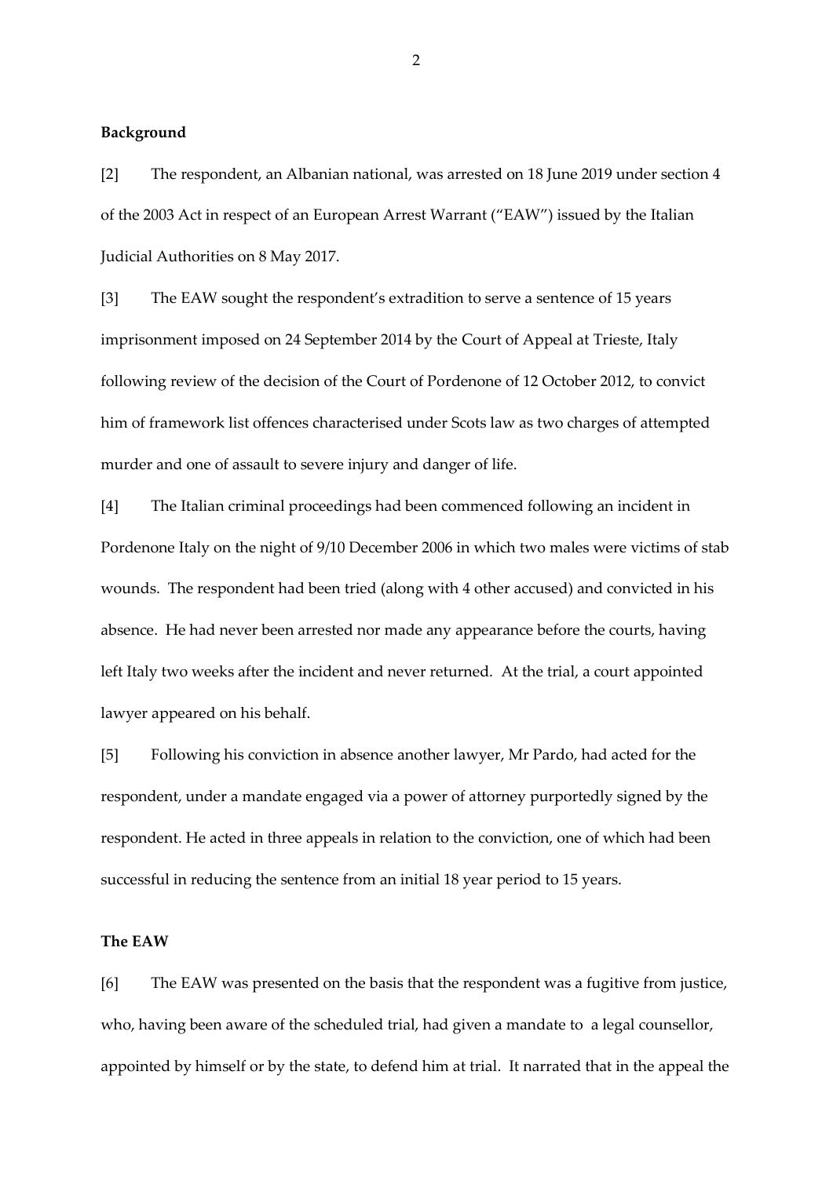**Background**

[2] The respondent, an Albanian national, was arrested on 18 June 2019 under section 4 of the 2003 Act in respect of an European Arrest Warrant ("EAW") issued by the Italian Judicial Authorities on 8 May 2017.

[3] The EAW sought the respondent's extradition to serve a sentence of 15 years imprisonment imposed on 24 September 2014 by the Court of Appeal at Trieste, Italy following review of the decision of the Court of Pordenone of 12 October 2012, to convict him of framework list offences characterised under Scots law as two charges of attempted murder and one of assault to severe injury and danger of life.

[4] The Italian criminal proceedings had been commenced following an incident in Pordenone Italy on the night of 9/10 December 2006 in which two males were victims of stab wounds. The respondent had been tried (along with 4 other accused) and convicted in his absence. He had never been arrested nor made any appearance before the courts, having left Italy two weeks after the incident and never returned. At the trial, a court appointed lawyer appeared on his behalf.

[5] Following his conviction in absence another lawyer, Mr Pardo, had acted for the respondent, under a mandate engaged via a power of attorney purportedly signed by the respondent. He acted in three appeals in relation to the conviction, one of which had been successful in reducing the sentence from an initial 18 year period to 15 years.

**The EAW**

[6] The EAW was presented on the basis that the respondent was a fugitive from justice, who, having been aware of the scheduled trial, had given a mandate to a legal counsellor, appointed by himself or by the state, to defend him at trial. It narrated that in the appeal the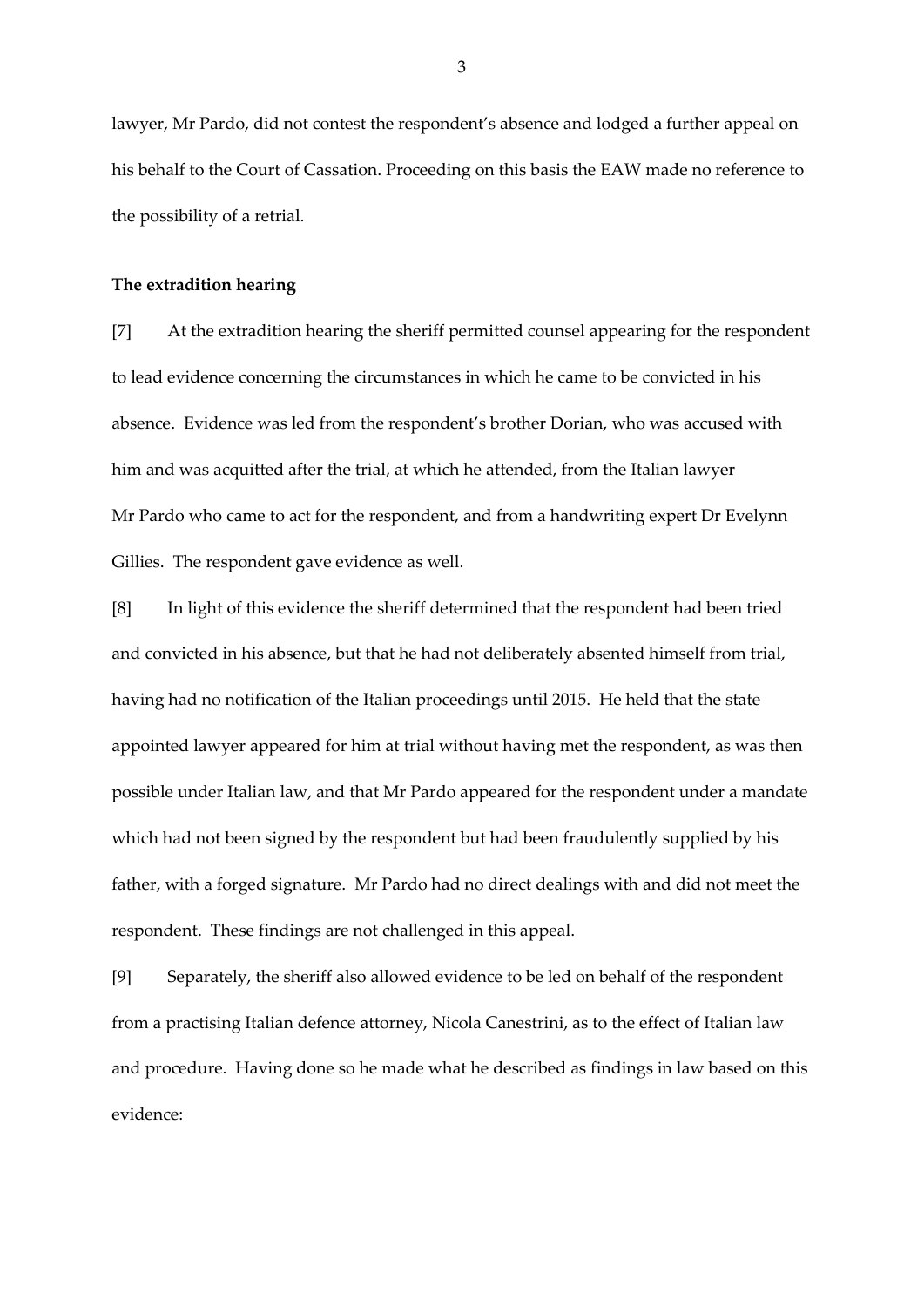lawyer, Mr Pardo, did not contest the respondent's absence and lodged a further appeal on his behalf to the Court of Cassation. Proceeding on this basis the EAW made no reference to the possibility of a retrial.

**The extradition hearing**

[7] At the extradition hearing the sheriff permitted counsel appearing for the respondent to lead evidence concerning the circumstances in which he came to be convicted in his absence. Evidence was led from the respondent's brother Dorian, who was accused with him and was acquitted after the trial, at which he attended, from the Italian lawyer Mr Pardo who came to act for the respondent, and from a handwriting expert Dr Evelynn Gillies. The respondent gave evidence as well.

[8] In light of this evidence the sheriff determined that the respondent had been tried and convicted in his absence, but that he had not deliberately absented himself from trial, having had no notification of the Italian proceedings until 2015. He held that the state appointed lawyer appeared for him at trial without having met the respondent, as was then possible under Italian law, and that Mr Pardo appeared for the respondent under a mandate which had not been signed by the respondent but had been fraudulently supplied by his father, with a forged signature. Mr Pardo had no direct dealings with and did not meet the respondent. These findings are not challenged in this appeal.

[9] Separately, the sheriff also allowed evidence to be led on behalf of the respondent from a practising Italian defence attorney, Nicola Canestrini, as to the effect of Italian law and procedure. Having done so he made what he described as findings in law based on this evidence: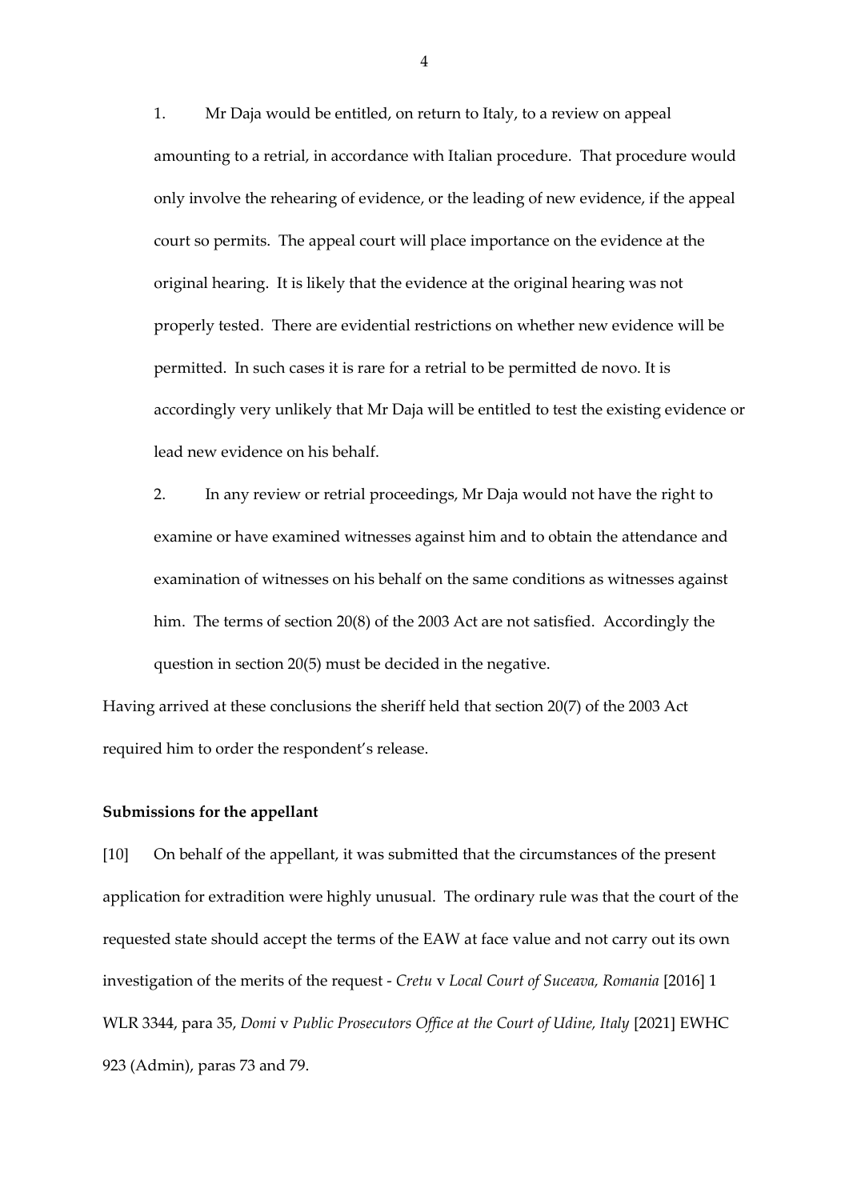1. Mr Daja would be entitled, on return to Italy, to a review on appeal amounting to a retrial, in accordance with Italian procedure. That procedure would only involve the rehearing of evidence, or the leading of new evidence, if the appeal court so permits. The appeal court will place importance on the evidence at the original hearing. It is likely that the evidence at the original hearing was not properly tested. There are evidential restrictions on whether new evidence will be permitted. In such cases it is rare for a retrial to be permitted de novo. It is accordingly very unlikely that Mr Daja will be entitled to test the existing evidence or lead new evidence on his behalf.

2. In any review or retrial proceedings, Mr Daja would not have the right to examine or have examined witnesses against him and to obtain the attendance and examination of witnesses on his behalf on the same conditions as witnesses against him. The terms of section 20(8) of the 2003 Act are not satisfied. Accordingly the question in section 20(5) must be decided in the negative.

Having arrived at these conclusions the sheriff held that section 20(7) of the 2003 Act required him to order the respondent's release.

**Submissions for the appellant**

[10] On behalf of the appellant, it was submitted that the circumstances of the present application for extradition were highly unusual. The ordinary rule was that the court of the requested state should accept the terms of the EAW at face value and not carry out its own investigation of the merits of the request - *Cretu* v *Local Court of Suceava, Romania* [2016] 1 WLR 3344, para 35, *Domi* v *Public Prosecutors Office at the Court of Udine, Italy* [2021] EWHC 923 (Admin), paras 73 and 79.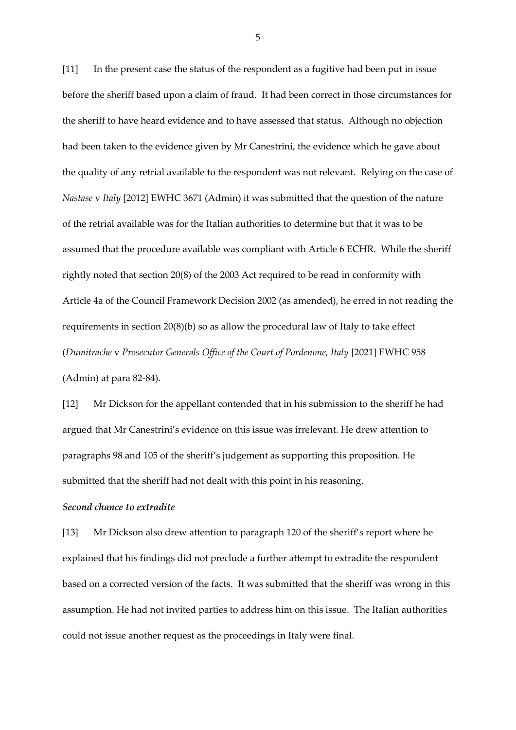[11] In the present case the status of the respondent as a fugitive had been put in issue before the sheriff based upon a claim of fraud. It had been correct in those circumstances for the sheriff to have heard evidence and to have assessed that status. Although no objection had been taken to the evidence given by Mr Canestrini, the evidence which he gave about the quality of any retrial available to the respondent was not relevant. Relying on the case of *Nastase* v *Italy* [2012] EWHC 3671 (Admin) it was submitted that the question of the nature of the retrial available was for the Italian authorities to determine but that it was to be assumed that the procedure available was compliant with Article 6 ECHR. While the sheriff rightly noted that section 20(8) of the 2003 Act required to be read in conformity with Article 4a of the Council Framework Decision 2002 (as amended), he erred in not reading the requirements in section 20(8)(b) so as allow the procedural law of Italy to take effect (*Dumitrache* v *Prosecutor Generals Office of the Court of Pordenone, Italy* [2021] EWHC 958 (Admin) at para 82-84).

[12] Mr Dickson for the appellant contended that in his submission to the sheriff he had argued that Mr Canestrini's evidence on this issue was irrelevant. He drew attention to paragraphs 98 and 105 of the sheriff's judgement as supporting this proposition. He submitted that the sheriff had not dealt with this point in his reasoning.

***Second chance to extradite***

[13] Mr Dickson also drew attention to paragraph 120 of the sheriff's report where he explained that his findings did not preclude a further attempt to extradite the respondent based on a corrected version of the facts. It was submitted that the sheriff was wrong in this assumption. He had not invited parties to address him on this issue. The Italian authorities could not issue another request as the proceedings in Italy were final.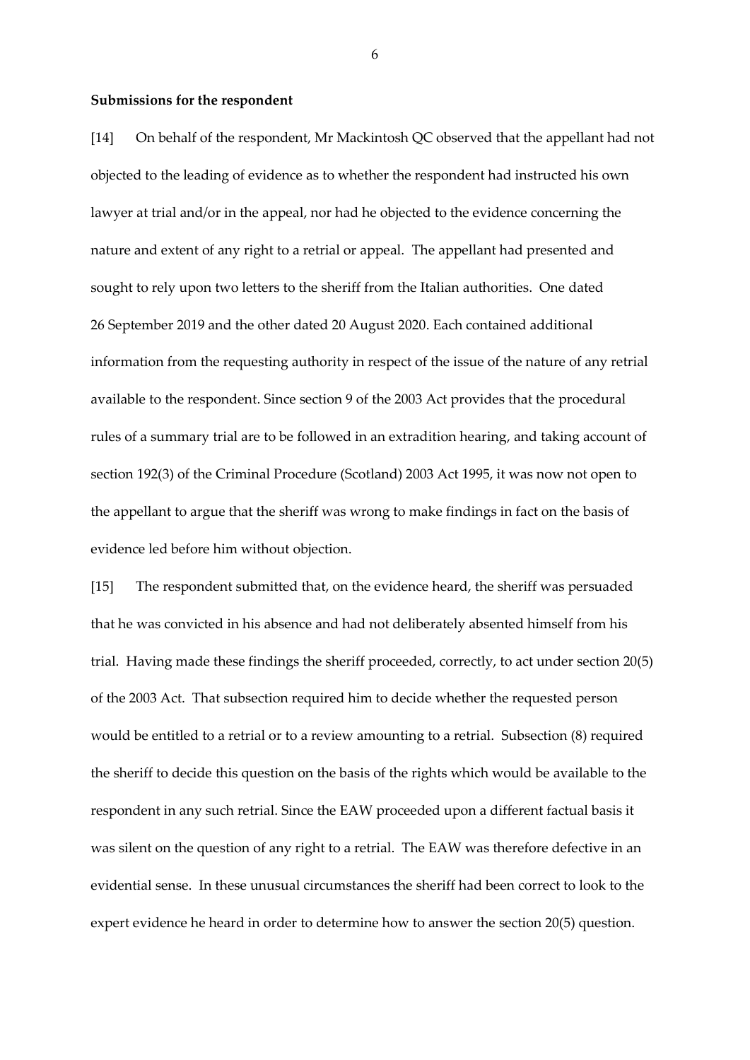**Submissions for the respondent**

[14] On behalf of the respondent, Mr Mackintosh QC observed that the appellant had not objected to the leading of evidence as to whether the respondent had instructed his own lawyer at trial and/or in the appeal, nor had he objected to the evidence concerning the nature and extent of any right to a retrial or appeal. The appellant had presented and sought to rely upon two letters to the sheriff from the Italian authorities. One dated 26 September 2019 and the other dated 20 August 2020. Each contained additional information from the requesting authority in respect of the issue of the nature of any retrial available to the respondent. Since section 9 of the 2003 Act provides that the procedural rules of a summary trial are to be followed in an extradition hearing, and taking account of section 192(3) of the Criminal Procedure (Scotland) 2003 Act 1995, it was now not open to the appellant to argue that the sheriff was wrong to make findings in fact on the basis of evidence led before him without objection.

[15] The respondent submitted that, on the evidence heard, the sheriff was persuaded that he was convicted in his absence and had not deliberately absented himself from his trial. Having made these findings the sheriff proceeded, correctly, to act under section 20(5) of the 2003 Act. That subsection required him to decide whether the requested person would be entitled to a retrial or to a review amounting to a retrial. Subsection (8) required the sheriff to decide this question on the basis of the rights which would be available to the respondent in any such retrial. Since the EAW proceeded upon a different factual basis it was silent on the question of any right to a retrial. The EAW was therefore defective in an evidential sense. In these unusual circumstances the sheriff had been correct to look to the expert evidence he heard in order to determine how to answer the section 20(5) question.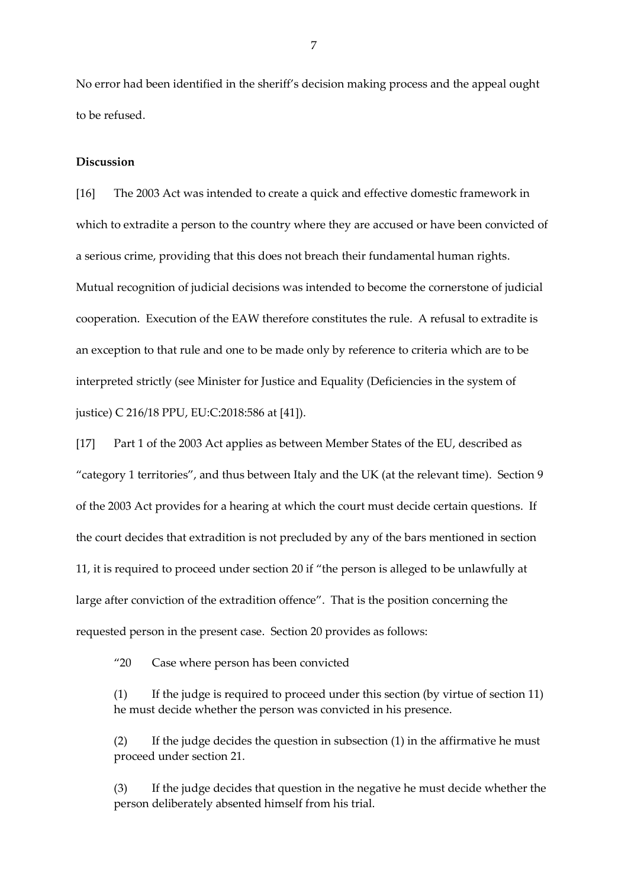No error had been identified in the sheriff's decision making process and the appeal ought to be refused.

**Discussion**

[16] The 2003 Act was intended to create a quick and effective domestic framework in which to extradite a person to the country where they are accused or have been convicted of a serious crime, providing that this does not breach their fundamental human rights. Mutual recognition of judicial decisions was intended to become the cornerstone of judicial cooperation. Execution of the EAW therefore constitutes the rule. A refusal to extradite is an exception to that rule and one to be made only by reference to criteria which are to be interpreted strictly (see Minister for Justice and Equality (Deficiencies in the system of justice) C 216/18 PPU, EU:C:2018:586 at [41]).

[17] Part 1 of the 2003 Act applies as between Member States of the EU, described as "category 1 territories", and thus between Italy and the UK (at the relevant time). Section 9 of the 2003 Act provides for a hearing at which the court must decide certain questions. If the court decides that extradition is not precluded by any of the bars mentioned in section 11, it is required to proceed under section 20 if "the person is alleged to be unlawfully at large after conviction of the extradition offence". That is the position concerning the requested person in the present case. Section 20 provides as follows:

> "20 Case where person has been convicted
>
> (1) If the judge is required to proceed under this section (by virtue of section 11) he must decide whether the person was convicted in his presence.
>
> (2) If the judge decides the question in subsection (1) in the affirmative he must proceed under section 21.
>
> (3) If the judge decides that question in the negative he must decide whether the person deliberately absented himself from his trial.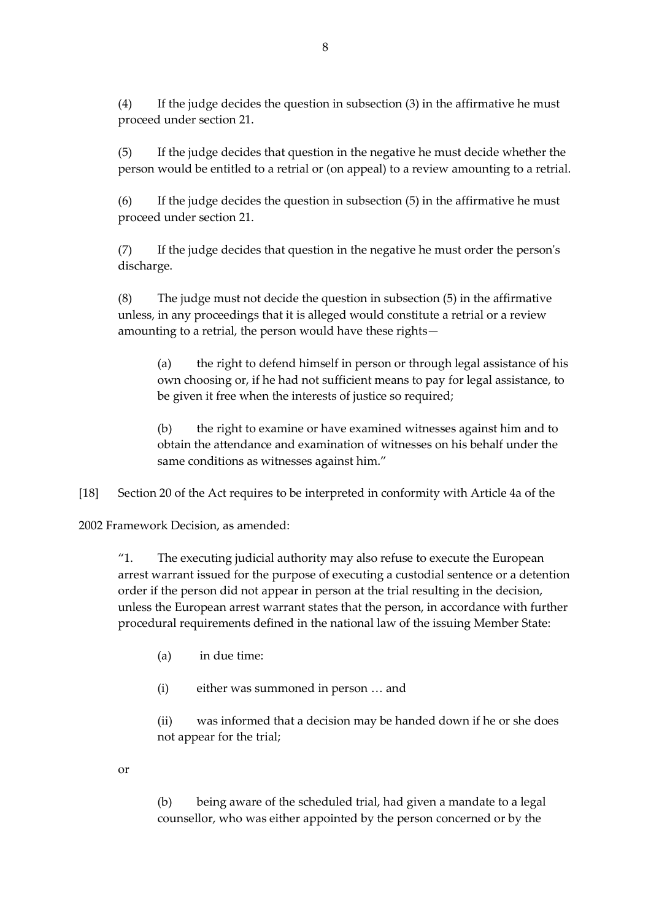(4) If the judge decides the question in subsection (3) in the affirmative he must proceed under section 21.

(5) If the judge decides that question in the negative he must decide whether the person would be entitled to a retrial or (on appeal) to a review amounting to a retrial.

(6) If the judge decides the question in subsection (5) in the affirmative he must proceed under section 21.

(7) If the judge decides that question in the negative he must order the person's discharge.

(8) The judge must not decide the question in subsection (5) in the affirmative unless, in any proceedings that it is alleged would constitute a retrial or a review amounting to a retrial, the person would have these rights—

> (a) the right to defend himself in person or through legal assistance of his own choosing or, if he had not sufficient means to pay for legal assistance, to be given it free when the interests of justice so required;
>
> (b) the right to examine or have examined witnesses against him and to obtain the attendance and examination of witnesses on his behalf under the same conditions as witnesses against him."

[18] Section 20 of the Act requires to be interpreted in conformity with Article 4a of the 2002 Framework Decision, as amended:

> "1. The executing judicial authority may also refuse to execute the European arrest warrant issued for the purpose of executing a custodial sentence or a detention order if the person did not appear in person at the trial resulting in the decision, unless the European arrest warrant states that the person, in accordance with further procedural requirements defined in the national law of the issuing Member State:
>
> (a) in due time:
>
> (i) either was summoned in person … and
>
> (ii) was informed that a decision may be handed down if he or she does not appear for the trial;
>
> or
>
> (b) being aware of the scheduled trial, had given a mandate to a legal counsellor, who was either appointed by the person concerned or by the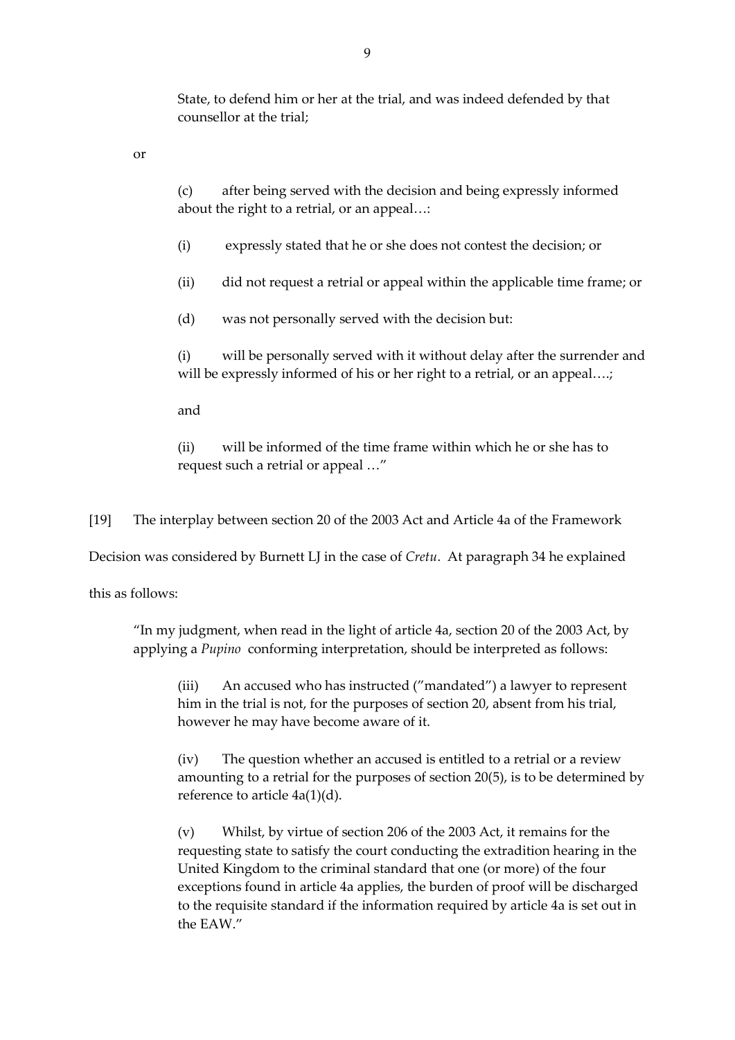State, to defend him or her at the trial, and was indeed defended by that counsellor at the trial;

or

> (c) after being served with the decision and being expressly informed about the right to a retrial, or an appeal…:
>
> (i) expressly stated that he or she does not contest the decision; or
>
> (ii) did not request a retrial or appeal within the applicable time frame; or
>
> (d) was not personally served with the decision but:
>
> (i) will be personally served with it without delay after the surrender and will be expressly informed of his or her right to a retrial, or an appeal….;
>
> and
>
> (ii) will be informed of the time frame within which he or she has to request such a retrial or appeal …"

[19] The interplay between section 20 of the 2003 Act and Article 4a of the Framework Decision was considered by Burnett LJ in the case of *Cretu*. At paragraph 34 he explained this as follows:

> "In my judgment, when read in the light of article 4a, section 20 of the 2003 Act, by applying a *Pupino* conforming interpretation, should be interpreted as follows:
>
> (iii) An accused who has instructed ("mandated") a lawyer to represent him in the trial is not, for the purposes of section 20, absent from his trial, however he may have become aware of it.
>
> (iv) The question whether an accused is entitled to a retrial or a review amounting to a retrial for the purposes of section 20(5), is to be determined by reference to article 4a(1)(d).
>
> (v) Whilst, by virtue of section 206 of the 2003 Act, it remains for the requesting state to satisfy the court conducting the extradition hearing in the United Kingdom to the criminal standard that one (or more) of the four exceptions found in article 4a applies, the burden of proof will be discharged to the requisite standard if the information required by article 4a is set out in the EAW."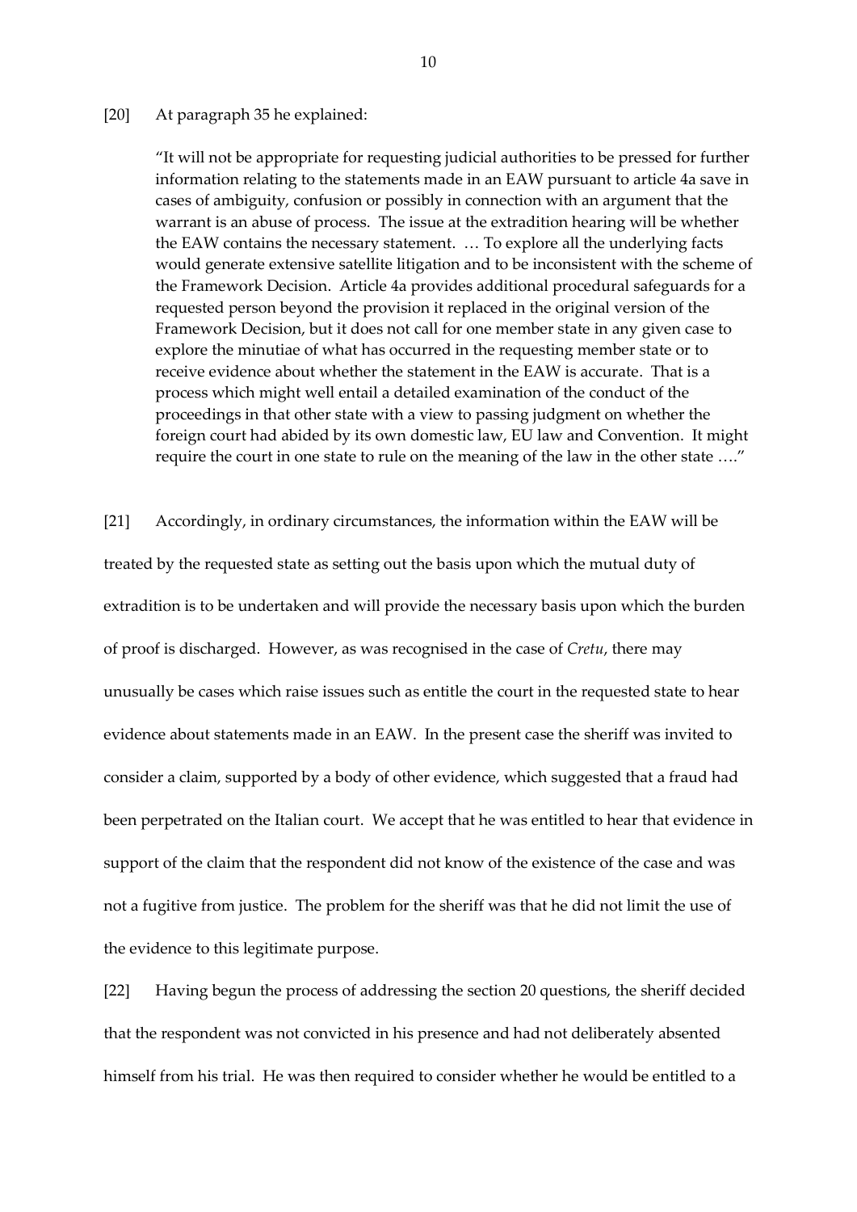[20] At paragraph 35 he explained:

> "It will not be appropriate for requesting judicial authorities to be pressed for further information relating to the statements made in an EAW pursuant to article 4a save in cases of ambiguity, confusion or possibly in connection with an argument that the warrant is an abuse of process. The issue at the extradition hearing will be whether the EAW contains the necessary statement. … To explore all the underlying facts would generate extensive satellite litigation and to be inconsistent with the scheme of the Framework Decision. Article 4a provides additional procedural safeguards for a requested person beyond the provision it replaced in the original version of the Framework Decision, but it does not call for one member state in any given case to explore the minutiae of what has occurred in the requesting member state or to receive evidence about whether the statement in the EAW is accurate. That is a process which might well entail a detailed examination of the conduct of the proceedings in that other state with a view to passing judgment on whether the foreign court had abided by its own domestic law, EU law and Convention. It might require the court in one state to rule on the meaning of the law in the other state …."

[21] Accordingly, in ordinary circumstances, the information within the EAW will be treated by the requested state as setting out the basis upon which the mutual duty of extradition is to be undertaken and will provide the necessary basis upon which the burden of proof is discharged. However, as was recognised in the case of *Cretu*, there may unusually be cases which raise issues such as entitle the court in the requested state to hear evidence about statements made in an EAW. In the present case the sheriff was invited to consider a claim, supported by a body of other evidence, which suggested that a fraud had been perpetrated on the Italian court. We accept that he was entitled to hear that evidence in support of the claim that the respondent did not know of the existence of the case and was not a fugitive from justice. The problem for the sheriff was that he did not limit the use of the evidence to this legitimate purpose.

[22] Having begun the process of addressing the section 20 questions, the sheriff decided that the respondent was not convicted in his presence and had not deliberately absented himself from his trial. He was then required to consider whether he would be entitled to a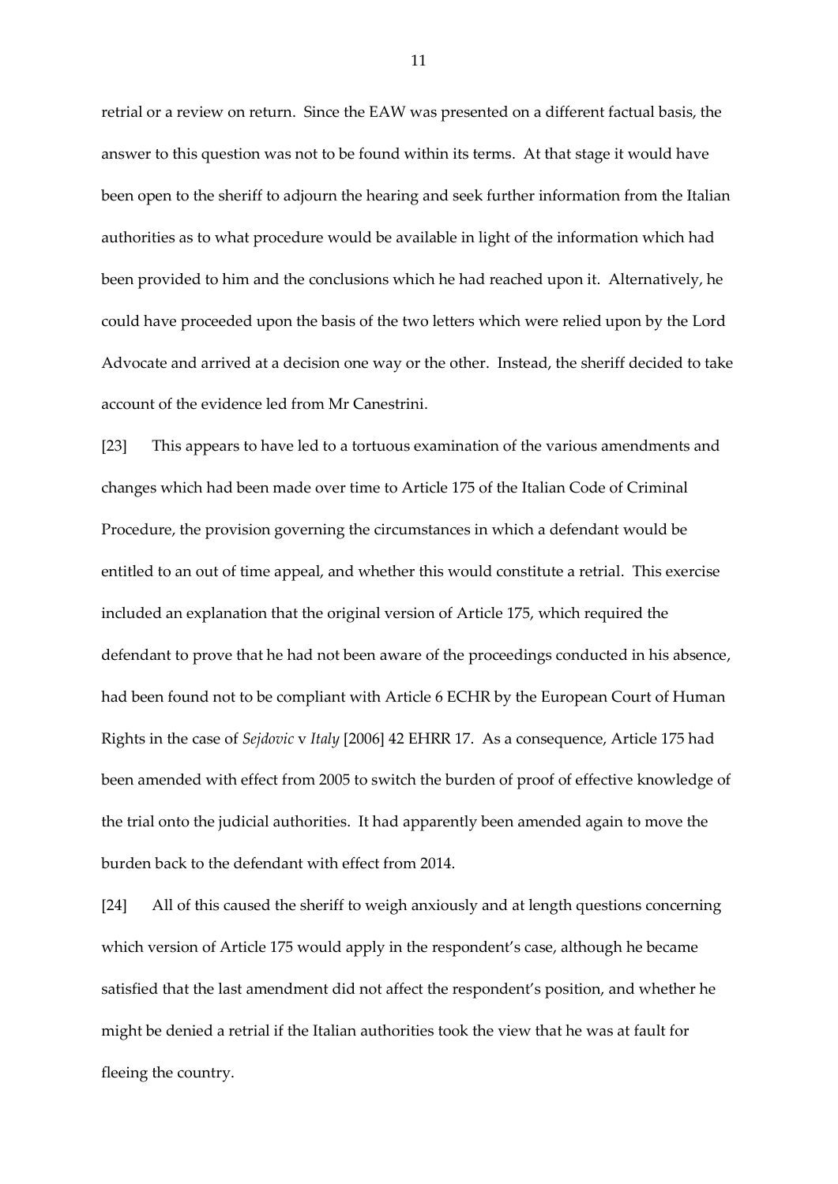retrial or a review on return. Since the EAW was presented on a different factual basis, the answer to this question was not to be found within its terms. At that stage it would have been open to the sheriff to adjourn the hearing and seek further information from the Italian authorities as to what procedure would be available in light of the information which had been provided to him and the conclusions which he had reached upon it. Alternatively, he could have proceeded upon the basis of the two letters which were relied upon by the Lord Advocate and arrived at a decision one way or the other. Instead, the sheriff decided to take account of the evidence led from Mr Canestrini.

[23] This appears to have led to a tortuous examination of the various amendments and changes which had been made over time to Article 175 of the Italian Code of Criminal Procedure, the provision governing the circumstances in which a defendant would be entitled to an out of time appeal, and whether this would constitute a retrial. This exercise included an explanation that the original version of Article 175, which required the defendant to prove that he had not been aware of the proceedings conducted in his absence, had been found not to be compliant with Article 6 ECHR by the European Court of Human Rights in the case of *Sejdovic* v *Italy* [2006] 42 EHRR 17. As a consequence, Article 175 had been amended with effect from 2005 to switch the burden of proof of effective knowledge of the trial onto the judicial authorities. It had apparently been amended again to move the burden back to the defendant with effect from 2014.

[24] All of this caused the sheriff to weigh anxiously and at length questions concerning which version of Article 175 would apply in the respondent's case, although he became satisfied that the last amendment did not affect the respondent's position, and whether he might be denied a retrial if the Italian authorities took the view that he was at fault for fleeing the country.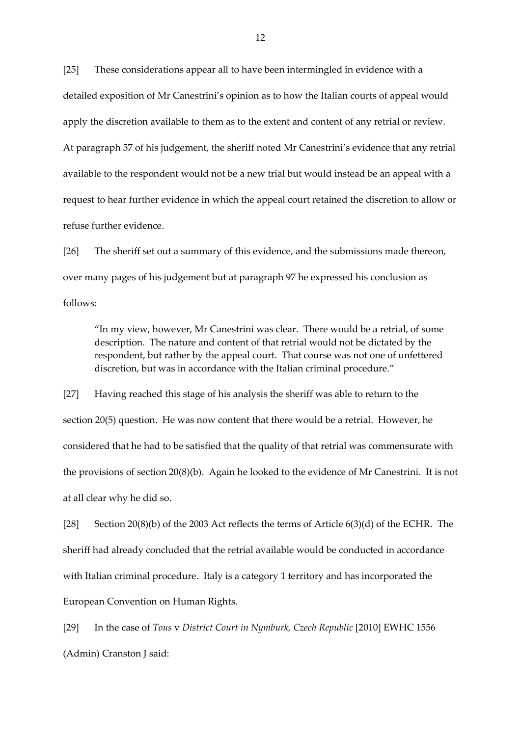[25] These considerations appear all to have been intermingled in evidence with a detailed exposition of Mr Canestrini's opinion as to how the Italian courts of appeal would apply the discretion available to them as to the extent and content of any retrial or review. At paragraph 57 of his judgement, the sheriff noted Mr Canestrini's evidence that any retrial available to the respondent would not be a new trial but would instead be an appeal with a request to hear further evidence in which the appeal court retained the discretion to allow or refuse further evidence.

[26] The sheriff set out a summary of this evidence, and the submissions made thereon, over many pages of his judgement but at paragraph 97 he expressed his conclusion as follows:

> "In my view, however, Mr Canestrini was clear. There would be a retrial, of some description. The nature and content of that retrial would not be dictated by the respondent, but rather by the appeal court. That course was not one of unfettered discretion, but was in accordance with the Italian criminal procedure."

[27] Having reached this stage of his analysis the sheriff was able to return to the section 20(5) question. He was now content that there would be a retrial. However, he considered that he had to be satisfied that the quality of that retrial was commensurate with the provisions of section 20(8)(b). Again he looked to the evidence of Mr Canestrini. It is not at all clear why he did so.

[28] Section 20(8)(b) of the 2003 Act reflects the terms of Article 6(3)(d) of the ECHR. The sheriff had already concluded that the retrial available would be conducted in accordance with Italian criminal procedure. Italy is a category 1 territory and has incorporated the European Convention on Human Rights.

[29] In the case of *Tous* v *District Court in Nymburk, Czech Republic* [2010] EWHC 1556 (Admin) Cranston J said: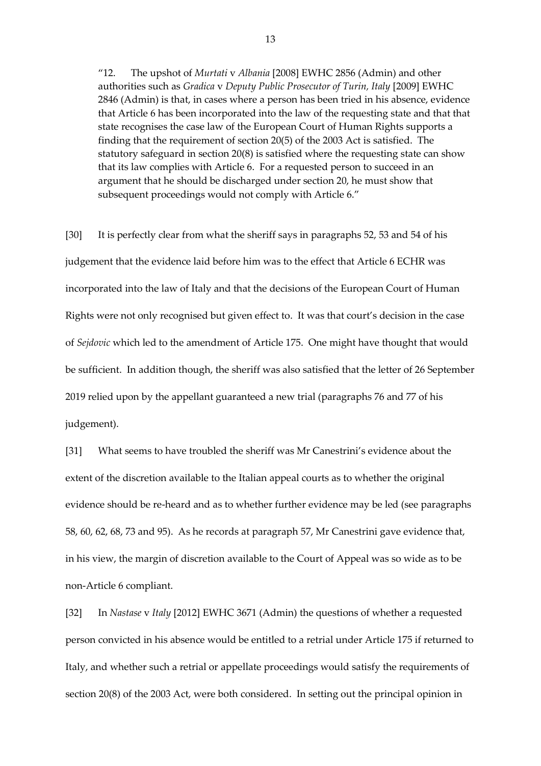> "12. The upshot of *Murtati* v *Albania* [2008] EWHC 2856 (Admin) and other authorities such as *Gradica* v *Deputy Public Prosecutor of Turin, Italy* [2009] EWHC 2846 (Admin) is that, in cases where a person has been tried in his absence, evidence that Article 6 has been incorporated into the law of the requesting state and that that state recognises the case law of the European Court of Human Rights supports a finding that the requirement of section 20(5) of the 2003 Act is satisfied. The statutory safeguard in section 20(8) is satisfied where the requesting state can show that its law complies with Article 6. For a requested person to succeed in an argument that he should be discharged under section 20, he must show that subsequent proceedings would not comply with Article 6."

[30] It is perfectly clear from what the sheriff says in paragraphs 52, 53 and 54 of his judgement that the evidence laid before him was to the effect that Article 6 ECHR was incorporated into the law of Italy and that the decisions of the European Court of Human Rights were not only recognised but given effect to. It was that court's decision in the case of *Sejdovic* which led to the amendment of Article 175. One might have thought that would be sufficient. In addition though, the sheriff was also satisfied that the letter of 26 September 2019 relied upon by the appellant guaranteed a new trial (paragraphs 76 and 77 of his judgement).

[31] What seems to have troubled the sheriff was Mr Canestrini's evidence about the extent of the discretion available to the Italian appeal courts as to whether the original evidence should be re-heard and as to whether further evidence may be led (see paragraphs 58, 60, 62, 68, 73 and 95). As he records at paragraph 57, Mr Canestrini gave evidence that, in his view, the margin of discretion available to the Court of Appeal was so wide as to be non-Article 6 compliant.

[32] In *Nastase* v *Italy* [2012] EWHC 3671 (Admin) the questions of whether a requested person convicted in his absence would be entitled to a retrial under Article 175 if returned to Italy, and whether such a retrial or appellate proceedings would satisfy the requirements of section 20(8) of the 2003 Act, were both considered. In setting out the principal opinion in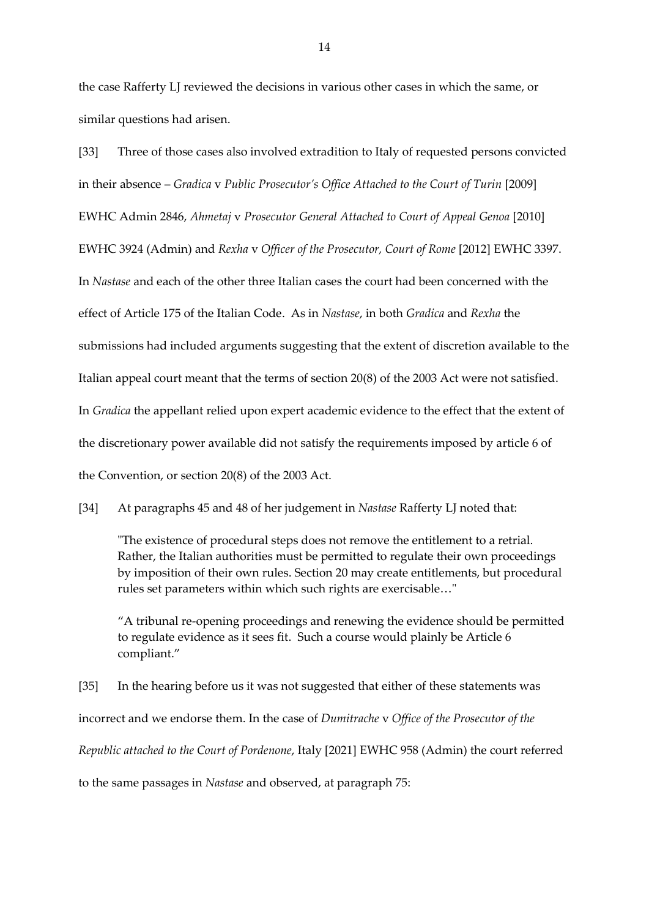the case Rafferty LJ reviewed the decisions in various other cases in which the same, or similar questions had arisen.

[33] Three of those cases also involved extradition to Italy of requested persons convicted in their absence – *Gradica* v *Public Prosecutor's Office Attached to the Court of Turin* [2009] EWHC Admin 2846, *Ahmetaj* v *Prosecutor General Attached to Court of Appeal Genoa* [2010] EWHC 3924 (Admin) and *Rexha* v *Officer of the Prosecutor, Court of Rome* [2012] EWHC 3397. In *Nastase* and each of the other three Italian cases the court had been concerned with the effect of Article 175 of the Italian Code. As in *Nastase*, in both *Gradica* and *Rexha* the submissions had included arguments suggesting that the extent of discretion available to the Italian appeal court meant that the terms of section 20(8) of the 2003 Act were not satisfied. In *Gradica* the appellant relied upon expert academic evidence to the effect that the extent of the discretionary power available did not satisfy the requirements imposed by article 6 of the Convention, or section 20(8) of the 2003 Act.

[34] At paragraphs 45 and 48 of her judgement in *Nastase* Rafferty LJ noted that:

> "The existence of procedural steps does not remove the entitlement to a retrial. Rather, the Italian authorities must be permitted to regulate their own proceedings by imposition of their own rules. Section 20 may create entitlements, but procedural rules set parameters within which such rights are exercisable…"
>
> "A tribunal re-opening proceedings and renewing the evidence should be permitted to regulate evidence as it sees fit. Such a course would plainly be Article 6 compliant."

[35] In the hearing before us it was not suggested that either of these statements was incorrect and we endorse them. In the case of *Dumitrache* v *Office of the Prosecutor of the Republic attached to the Court of Pordenone*, Italy [2021] EWHC 958 (Admin) the court referred to the same passages in *Nastase* and observed, at paragraph 75: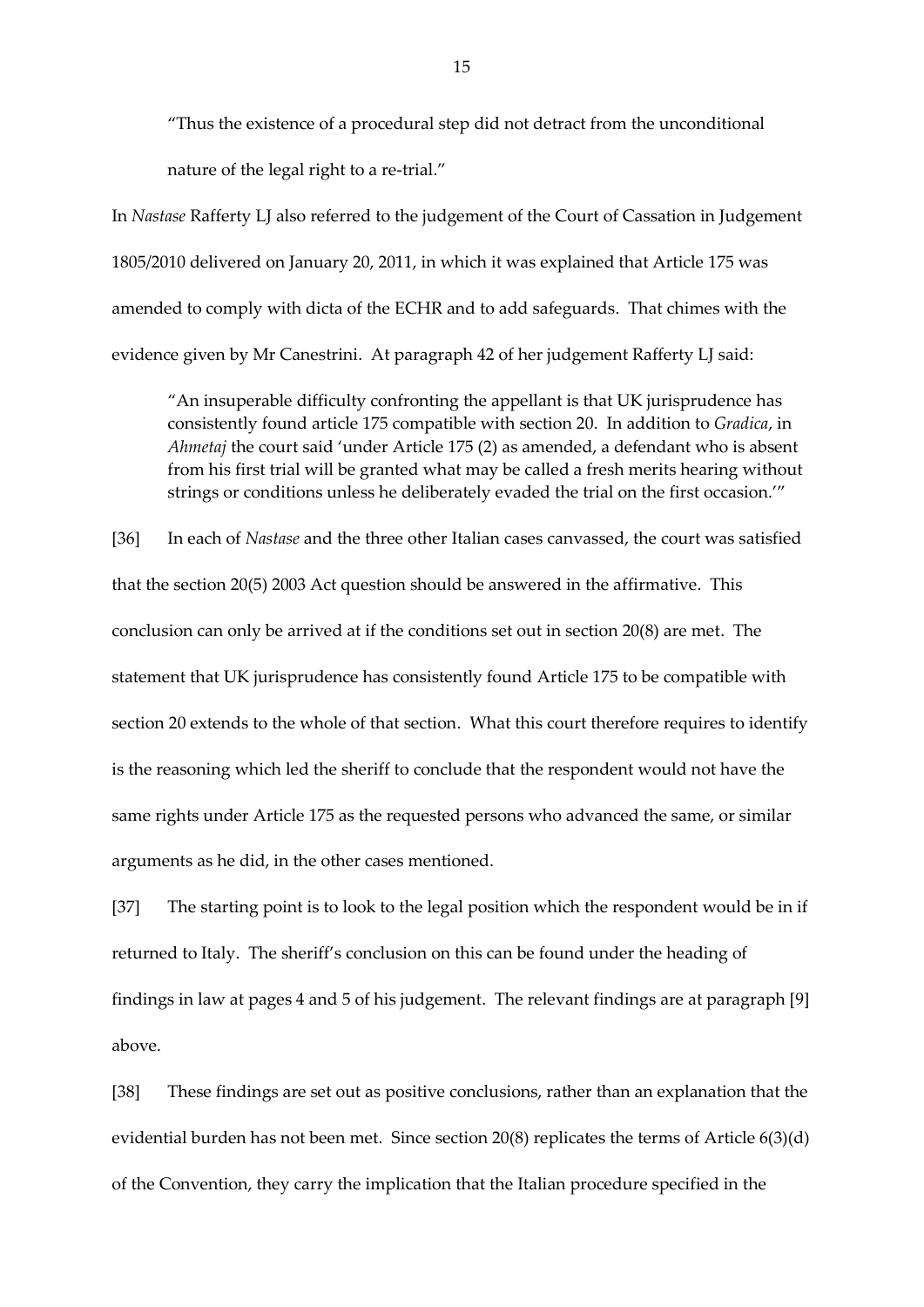> "Thus the existence of a procedural step did not detract from the unconditional nature of the legal right to a re-trial."

In *Nastase* Rafferty LJ also referred to the judgement of the Court of Cassation in Judgement 1805/2010 delivered on January 20, 2011, in which it was explained that Article 175 was amended to comply with dicta of the ECHR and to add safeguards. That chimes with the evidence given by Mr Canestrini. At paragraph 42 of her judgement Rafferty LJ said:

> "An insuperable difficulty confronting the appellant is that UK jurisprudence has consistently found article 175 compatible with section 20. In addition to *Gradica*, in *Ahmetaj* the court said 'under Article 175 (2) as amended, a defendant who is absent from his first trial will be granted what may be called a fresh merits hearing without strings or conditions unless he deliberately evaded the trial on the first occasion.'"

[36] In each of *Nastase* and the three other Italian cases canvassed, the court was satisfied that the section 20(5) 2003 Act question should be answered in the affirmative. This conclusion can only be arrived at if the conditions set out in section 20(8) are met. The statement that UK jurisprudence has consistently found Article 175 to be compatible with section 20 extends to the whole of that section. What this court therefore requires to identify is the reasoning which led the sheriff to conclude that the respondent would not have the same rights under Article 175 as the requested persons who advanced the same, or similar arguments as he did, in the other cases mentioned.

[37] The starting point is to look to the legal position which the respondent would be in if returned to Italy. The sheriff's conclusion on this can be found under the heading of findings in law at pages 4 and 5 of his judgement. The relevant findings are at paragraph [9] above.

[38] These findings are set out as positive conclusions, rather than an explanation that the evidential burden has not been met. Since section 20(8) replicates the terms of Article 6(3)(d) of the Convention, they carry the implication that the Italian procedure specified in the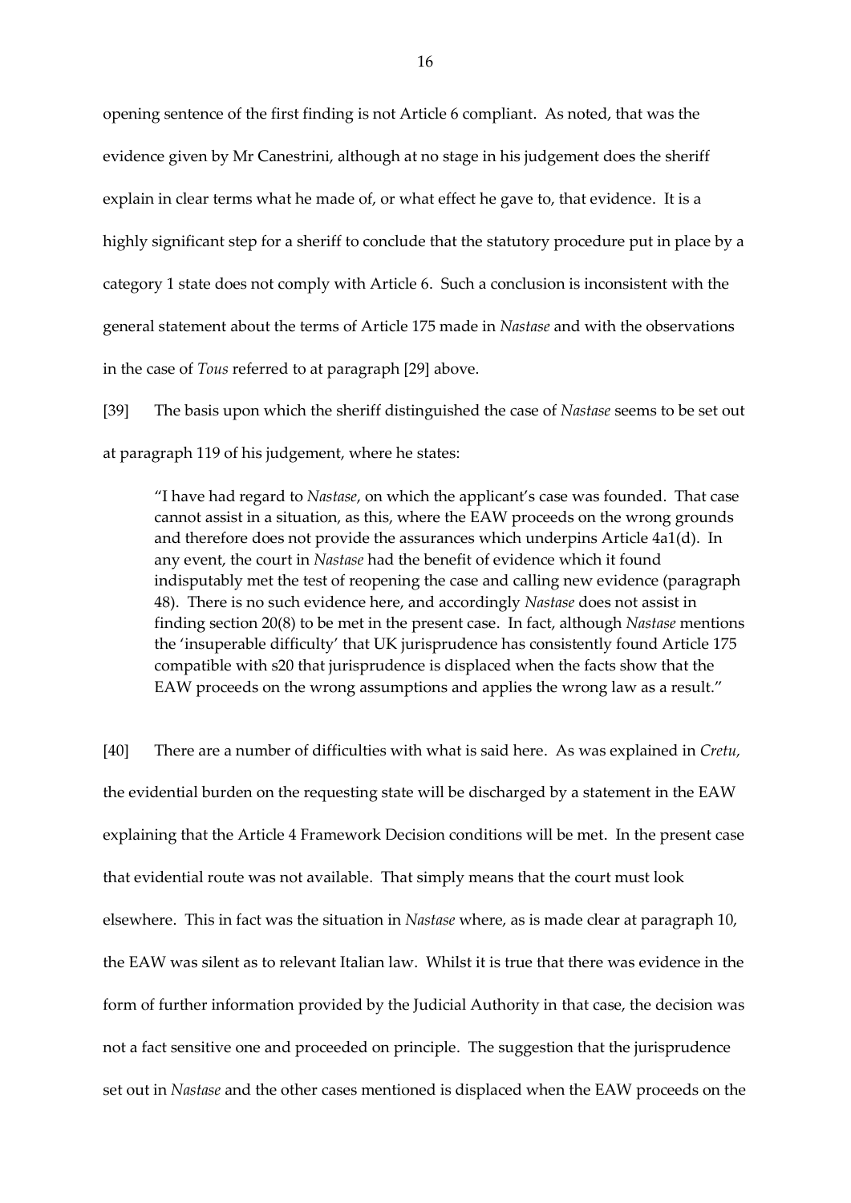opening sentence of the first finding is not Article 6 compliant. As noted, that was the evidence given by Mr Canestrini, although at no stage in his judgement does the sheriff explain in clear terms what he made of, or what effect he gave to, that evidence. It is a highly significant step for a sheriff to conclude that the statutory procedure put in place by a category 1 state does not comply with Article 6. Such a conclusion is inconsistent with the general statement about the terms of Article 175 made in *Nastase* and with the observations in the case of *Tous* referred to at paragraph [29] above.

[39] The basis upon which the sheriff distinguished the case of *Nastase* seems to be set out at paragraph 119 of his judgement, where he states:

> "I have had regard to *Nastase*, on which the applicant's case was founded. That case cannot assist in a situation, as this, where the EAW proceeds on the wrong grounds and therefore does not provide the assurances which underpins Article 4a1(d). In any event, the court in *Nastase* had the benefit of evidence which it found indisputably met the test of reopening the case and calling new evidence (paragraph 48). There is no such evidence here, and accordingly *Nastase* does not assist in finding section 20(8) to be met in the present case. In fact, although *Nastase* mentions the 'insuperable difficulty' that UK jurisprudence has consistently found Article 175 compatible with s20 that jurisprudence is displaced when the facts show that the EAW proceeds on the wrong assumptions and applies the wrong law as a result."

[40] There are a number of difficulties with what is said here. As was explained in *Cretu*, the evidential burden on the requesting state will be discharged by a statement in the EAW explaining that the Article 4 Framework Decision conditions will be met. In the present case that evidential route was not available. That simply means that the court must look elsewhere. This in fact was the situation in *Nastase* where, as is made clear at paragraph 10, the EAW was silent as to relevant Italian law. Whilst it is true that there was evidence in the form of further information provided by the Judicial Authority in that case, the decision was not a fact sensitive one and proceeded on principle. The suggestion that the jurisprudence set out in *Nastase* and the other cases mentioned is displaced when the EAW proceeds on the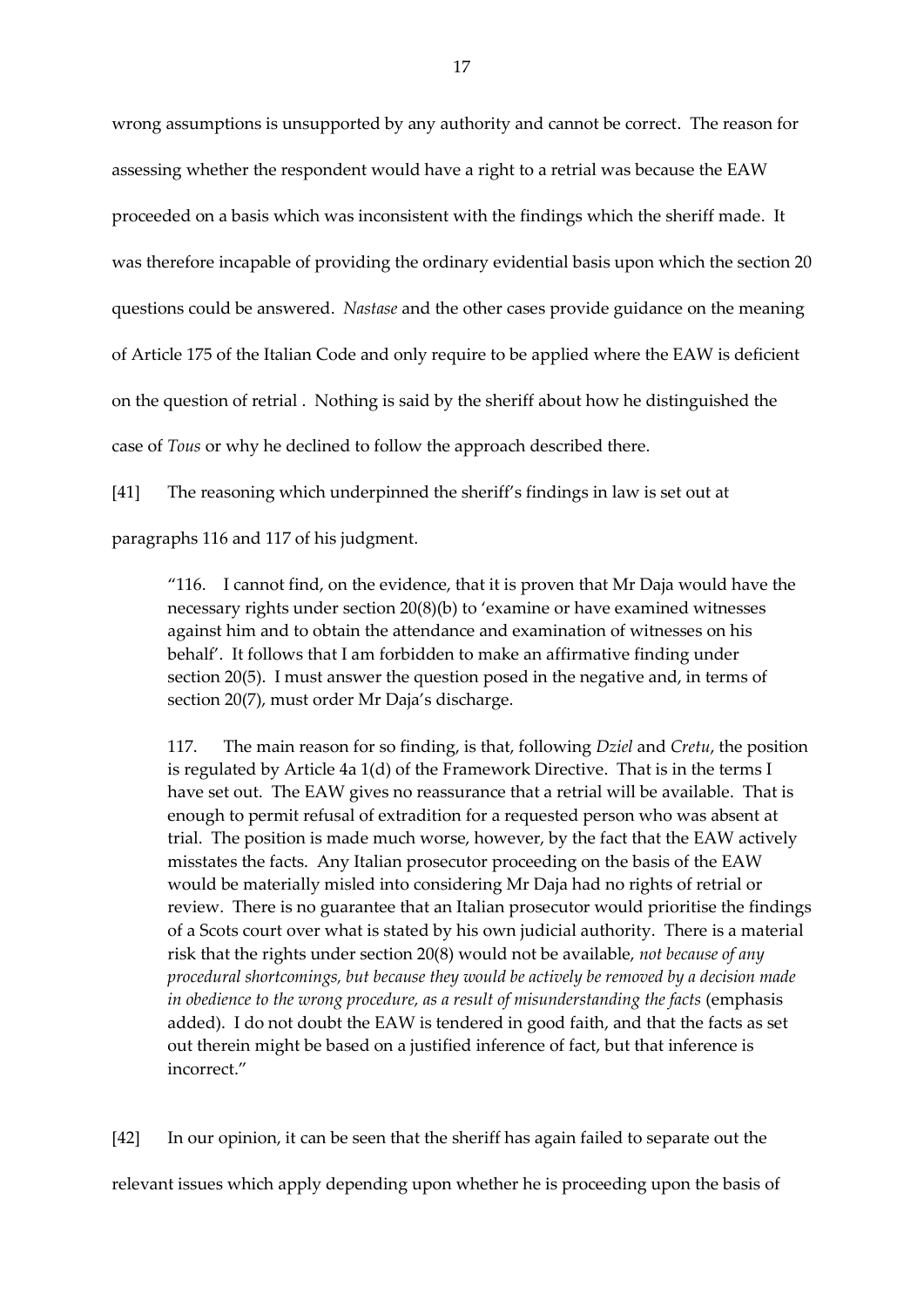wrong assumptions is unsupported by any authority and cannot be correct. The reason for assessing whether the respondent would have a right to a retrial was because the EAW proceeded on a basis which was inconsistent with the findings which the sheriff made. It was therefore incapable of providing the ordinary evidential basis upon which the section 20 questions could be answered. *Nastase* and the other cases provide guidance on the meaning of Article 175 of the Italian Code and only require to be applied where the EAW is deficient on the question of retrial . Nothing is said by the sheriff about how he distinguished the case of *Tous* or why he declined to follow the approach described there.

[41] The reasoning which underpinned the sheriff's findings in law is set out at paragraphs 116 and 117 of his judgment.

> "116. I cannot find, on the evidence, that it is proven that Mr Daja would have the necessary rights under section 20(8)(b) to 'examine or have examined witnesses against him and to obtain the attendance and examination of witnesses on his behalf'. It follows that I am forbidden to make an affirmative finding under section 20(5). I must answer the question posed in the negative and, in terms of section 20(7), must order Mr Daja's discharge.
>
> 117. The main reason for so finding, is that, following *Dziel* and *Cretu*, the position is regulated by Article 4a 1(d) of the Framework Directive. That is in the terms I have set out. The EAW gives no reassurance that a retrial will be available. That is enough to permit refusal of extradition for a requested person who was absent at trial. The position is made much worse, however, by the fact that the EAW actively misstates the facts. Any Italian prosecutor proceeding on the basis of the EAW would be materially misled into considering Mr Daja had no rights of retrial or review. There is no guarantee that an Italian prosecutor would prioritise the findings of a Scots court over what is stated by his own judicial authority. There is a material risk that the rights under section 20(8) would not be available, *not because of any procedural shortcomings, but because they would be actively be removed by a decision made in obedience to the wrong procedure, as a result of misunderstanding the facts* (emphasis added). I do not doubt the EAW is tendered in good faith, and that the facts as set out therein might be based on a justified inference of fact, but that inference is incorrect."

[42] In our opinion, it can be seen that the sheriff has again failed to separate out the relevant issues which apply depending upon whether he is proceeding upon the basis of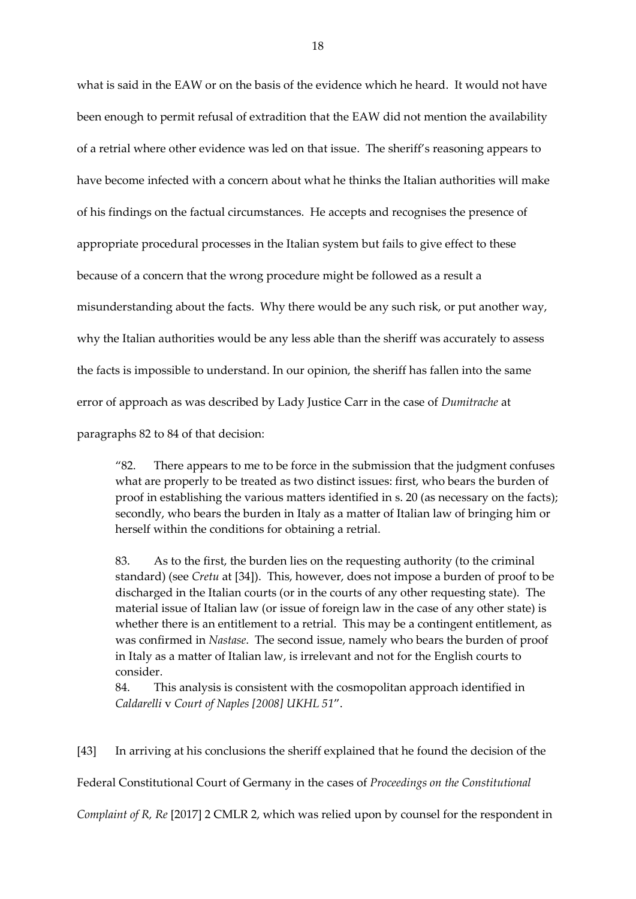what is said in the EAW or on the basis of the evidence which he heard. It would not have been enough to permit refusal of extradition that the EAW did not mention the availability of a retrial where other evidence was led on that issue. The sheriff's reasoning appears to have become infected with a concern about what he thinks the Italian authorities will make of his findings on the factual circumstances. He accepts and recognises the presence of appropriate procedural processes in the Italian system but fails to give effect to these because of a concern that the wrong procedure might be followed as a result a misunderstanding about the facts. Why there would be any such risk, or put another way, why the Italian authorities would be any less able than the sheriff was accurately to assess the facts is impossible to understand. In our opinion, the sheriff has fallen into the same error of approach as was described by Lady Justice Carr in the case of *Dumitrache* at paragraphs 82 to 84 of that decision:

> "82. There appears to me to be force in the submission that the judgment confuses what are properly to be treated as two distinct issues: first, who bears the burden of proof in establishing the various matters identified in s. 20 (as necessary on the facts); secondly, who bears the burden in Italy as a matter of Italian law of bringing him or herself within the conditions for obtaining a retrial.
>
> 83. As to the first, the burden lies on the requesting authority (to the criminal standard) (see *Cretu* at [34]). This, however, does not impose a burden of proof to be discharged in the Italian courts (or in the courts of any other requesting state). The material issue of Italian law (or issue of foreign law in the case of any other state) is whether there is an entitlement to a retrial. This may be a contingent entitlement, as was confirmed in *Nastase*. The second issue, namely who bears the burden of proof in Italy as a matter of Italian law, is irrelevant and not for the English courts to consider.
>
> 84. This analysis is consistent with the cosmopolitan approach identified in *Caldarelli* v *Court of Naples [2008] UKHL 51*".

[43] In arriving at his conclusions the sheriff explained that he found the decision of the Federal Constitutional Court of Germany in the cases of *Proceedings on the Constitutional Complaint of R, Re* [2017] 2 CMLR 2, which was relied upon by counsel for the respondent in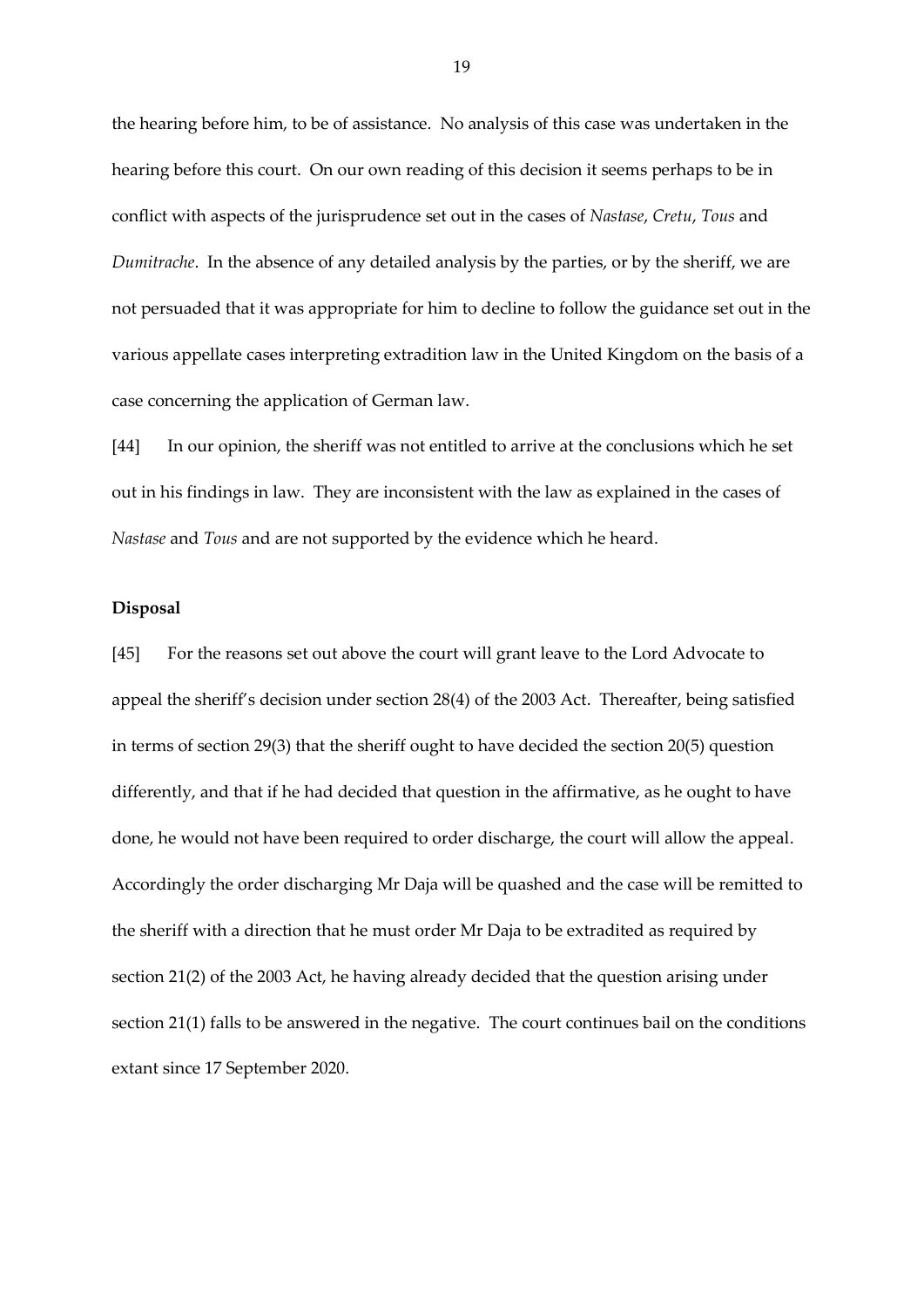the hearing before him, to be of assistance. No analysis of this case was undertaken in the hearing before this court. On our own reading of this decision it seems perhaps to be in conflict with aspects of the jurisprudence set out in the cases of *Nastase*, *Cretu*, *Tous* and *Dumitrache*. In the absence of any detailed analysis by the parties, or by the sheriff, we are not persuaded that it was appropriate for him to decline to follow the guidance set out in the various appellate cases interpreting extradition law in the United Kingdom on the basis of a case concerning the application of German law.

[44] In our opinion, the sheriff was not entitled to arrive at the conclusions which he set out in his findings in law. They are inconsistent with the law as explained in the cases of *Nastase* and *Tous* and are not supported by the evidence which he heard.

**Disposal**

[45] For the reasons set out above the court will grant leave to the Lord Advocate to appeal the sheriff's decision under section 28(4) of the 2003 Act. Thereafter, being satisfied in terms of section 29(3) that the sheriff ought to have decided the section 20(5) question differently, and that if he had decided that question in the affirmative, as he ought to have done, he would not have been required to order discharge, the court will allow the appeal. Accordingly the order discharging Mr Daja will be quashed and the case will be remitted to the sheriff with a direction that he must order Mr Daja to be extradited as required by section 21(2) of the 2003 Act, he having already decided that the question arising under section 21(1) falls to be answered in the negative. The court continues bail on the conditions extant since 17 September 2020.